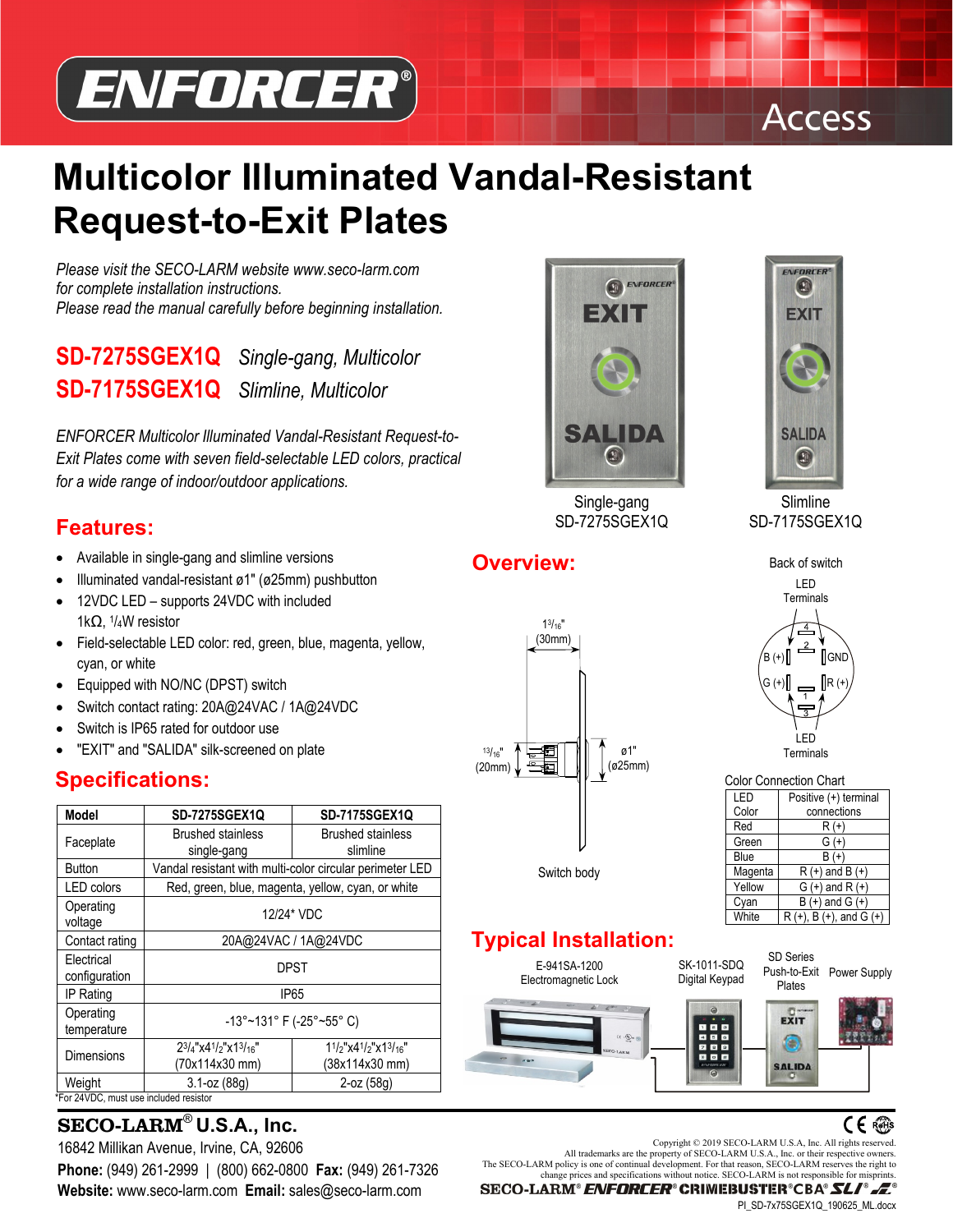ENFORCER® Access

# Multicolor Illuminated Vandal-Resistant Request-to-Exit Plates

*Please visit the SECO-LARM website www.seco-larm.com for complete installation instructions.*
*Please read the manual carefully before beginning installation.*

**SD-7275SGEX1Q** *Single-gang, Multicolor*
**SD-7175SGEX1Q** *Slimline, Multicolor*

*ENFORCER Multicolor Illuminated Vandal-Resistant Request-to-Exit Plates come with seven field-selectable LED colors, practical for a wide range of indoor/outdoor applications.*

Single-gang SD-7275SGEX1Q

Slimline SD-7175SGEX1Q

## Features:

- Available in single-gang and slimline versions
- Illuminated vandal-resistant ø1" (ø25mm) pushbutton
- 12VDC LED – supports 24VDC with included 1kΩ, 1/4W resistor
- Field-selectable LED color: red, green, blue, magenta, yellow, cyan, or white
- Equipped with NO/NC (DPST) switch
- Switch contact rating: 20A@24VAC / 1A@24VDC
- Switch is IP65 rated for outdoor use
- "EXIT" and "SALIDA" silk-screened on plate

## Specifications:

| Model | SD-7275SGEX1Q | SD-7175SGEX1Q |
|---|---|---|
| Faceplate | Brushed stainless single-gang | Brushed stainless slimline |
| Button | Vandal resistant with multi-color circular perimeter LED | |
| LED colors | Red, green, blue, magenta, yellow, cyan, or white | |
| Operating voltage | 12/24* VDC | |
| Contact rating | 20A@24VAC / 1A@24VDC | |
| Electrical configuration | DPST | |
| IP Rating | IP65 | |
| Operating temperature | -13°~131° F (-25°~55° C) | |
| Dimensions | 2-3/4"x4-1/2"x1-3/16" (70x114x30 mm) | 1-1/2"x4-1/2"x1-3/16" (38x114x30 mm) |
| Weight | 3.1-oz (88g) | 2-oz (58g) |

*For 24VDC, must use included resistor

## Overview:

1-3/16" (30mm)

13/16" (20mm)

ø1" (ø25mm)

Switch body

Back of switch

LED Terminals

B (+), GND, G (+), R (+), 1, 2, 3, 4

LED Terminals

Color Connection Chart

| LED Color | Positive (+) terminal connections |
|---|---|
| Red | R (+) |
| Green | G (+) |
| Blue | B (+) |
| Magenta | R (+) and B (+) |
| Yellow | G (+) and R (+) |
| Cyan | B (+) and G (+) |
| White | R (+), B (+), and G (+) |

## Typical Installation:

E-941SA-1200 Electromagnetic Lock

SK-1011-SDQ Digital Keypad

SD Series Push-to-Exit Plates

Power Supply

**SECO-LARM® U.S.A., Inc.**
16842 Millikan Avenue, Irvine, CA, 92606
**Phone:** (949) 261-2999 | (800) 662-0800 **Fax:** (949) 261-7326
**Website:** www.seco-larm.com **Email:** sales@seco-larm.com

Copyright © 2019 SECO-LARM U.S.A, Inc. All rights reserved.
All trademarks are the property of SECO-LARM U.S.A., Inc. or their respective owners.
The SECO-LARM policy is one of continual development. For that reason, SECO-LARM reserves the right to change prices and specifications without notice. SECO-LARM is not responsible for misprints.

SECO-LARM® ENFORCER® CRIMEBUSTER® CBA® SLI®

PI_SD-7x75SGEX1Q_190625_ML.docx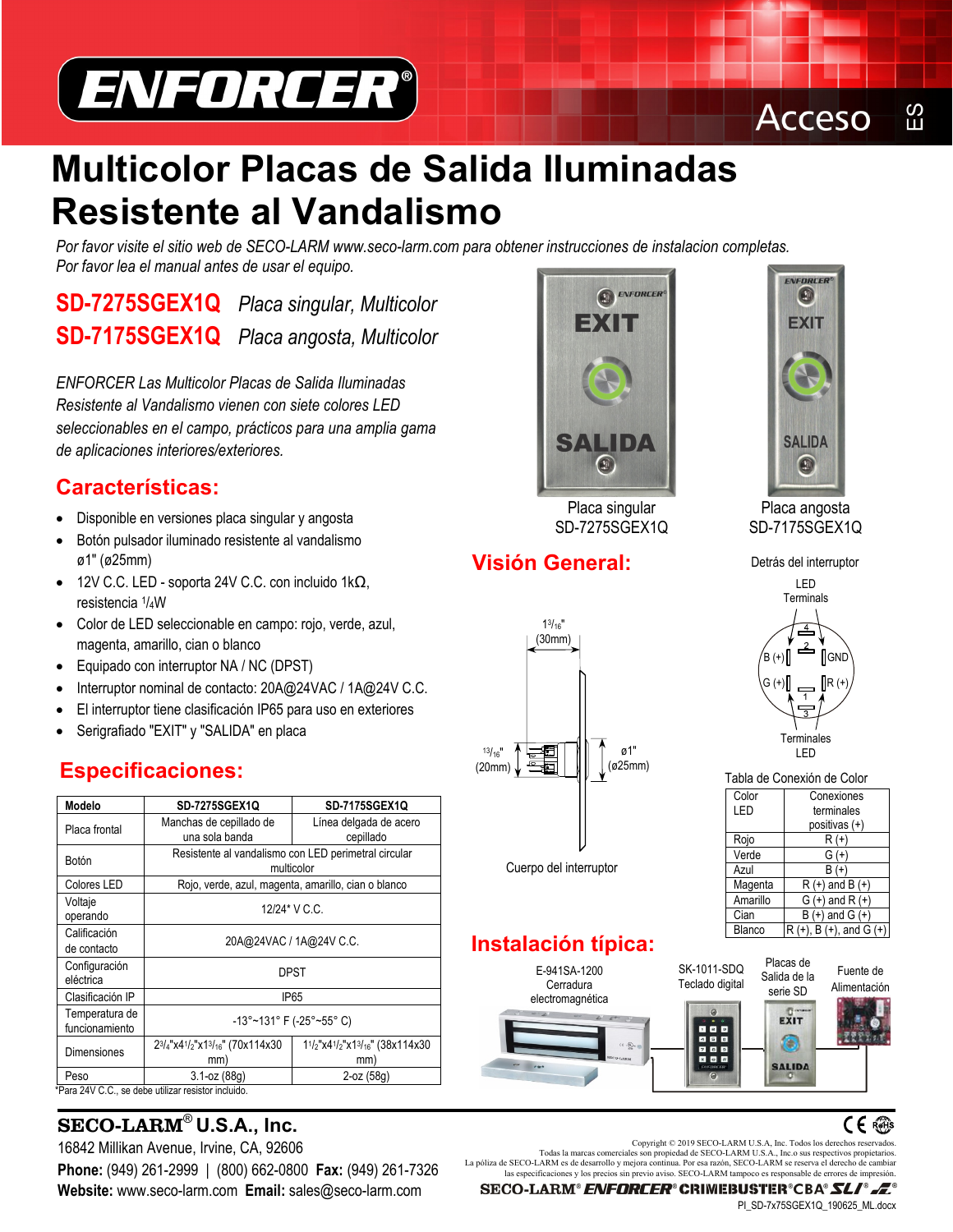ENFORCER®

Acceso ES

# Multicolor Placas de Salida Iluminadas Resistente al Vandalismo

*Por favor visite el sitio web de SECO-LARM www.seco-larm.com para obtener instrucciones de instalacion completas.*
*Por favor lea el manual antes de usar el equipo.*

**SD-7275SGEX1Q** *Placa singular, Multicolor*
**SD-7175SGEX1Q** *Placa angosta, Multicolor*

*ENFORCER Las Multicolor Placas de Salida Iluminadas Resistente al Vandalismo vienen con siete colores LED seleccionables en el campo, prácticos para una amplia gama de aplicaciones interiores/exteriores.*

## Características:

- Disponible en versiones placa singular y angosta
- Botón pulsador iluminado resistente al vandalismo ø1" (ø25mm)
- 12V C.C. LED - soporta 24V C.C. con incluido 1kΩ, resistencia 1/4W
- Color de LED seleccionable en campo: rojo, verde, azul, magenta, amarillo, cian o blanco
- Equipado con interruptor NA / NC (DPST)
- Interruptor nominal de contacto: 20A@24VAC / 1A@24V C.C.
- El interruptor tiene clasificación IP65 para uso en exteriores
- Serigrafiado "EXIT" y "SALIDA" en placa

Placa singular
SD-7275SGEX1Q

Placa angosta
SD-7175SGEX1Q

## Especificaciones:

| Modelo | SD-7275SGEX1Q | SD-7175SGEX1Q |
|---|---|---|
| Placa frontal | Manchas de cepillado de una sola banda | Línea delgada de acero cepillado |
| Botón | Resistente al vandalismo con LED perimetral circular multicolor | |
| Colores LED | Rojo, verde, azul, magenta, amarillo, cian o blanco | |
| Voltaje operando | 12/24* V C.C. | |
| Calificación de contacto | 20A@24VAC / 1A@24V C.C. | |
| Configuración eléctrica | DPST | |
| Clasificación IP | IP65 | |
| Temperatura de funcionamiento | -13°~131° F (-25°~55° C) | |
| Dimensiones | 2¾"x4½"x1 13/16" (70x114x30 mm) | 1½"x4½"x1 13/16" (38x114x30 mm) |
| Peso | 3.1-oz (88g) | 2-oz (58g) |

*Para 24V C.C., se debe utilizar resistor incluido.

## Visión General:

1 3/16" (30mm)

13/16" (20mm)

ø1" (ø25mm)

Cuerpo del interruptor

Detrás del interruptor

LED Terminals

B (+) GND G (+) R (+) 4 2 1 3

Terminales LED

Tabla de Conexión de Color

| Color LED | Conexiones terminales positivas (+) |
|---|---|
| Rojo | R (+) |
| Verde | G (+) |
| Azul | B (+) |
| Magenta | R (+) and B (+) |
| Amarillo | G (+) and R (+) |
| Cian | B (+) and G (+) |
| Blanco | R (+), B (+), and G (+) |

## Instalación típica:

E-941SA-1200 Cerradura electromagnética

SK-1011-SDQ Teclado digital

Placas de Salida de la serie SD

Fuente de Alimentación

**SECO-LARM® U.S.A., Inc.**
16842 Millikan Avenue, Irvine, CA, 92606
**Phone:** (949) 261-2999 | (800) 662-0800 **Fax:** (949) 261-7326
**Website:** www.seco-larm.com **Email:** sales@seco-larm.com

Copyright © 2019 SECO-LARM U.S.A, Inc. Todos los derechos reservados.
Todas la marcas comerciales son propiedad de SECO-LARM U.S.A., Inc.o sus respectivos propietarios.
La póliza de SECO-LARM es de desarrollo y mejora continua. Por esa razón, SECO-LARM se reserva el derecho de cambiar las especificaciones y los precios sin previo aviso. SECO-LARM tampoco es responsable de errores de impresión.

SECO-LARM® ENFORCER® CRIMEBUSTER® CBA® SLI®

PI_SD-7x75SGEX1Q_190625_ML.docx